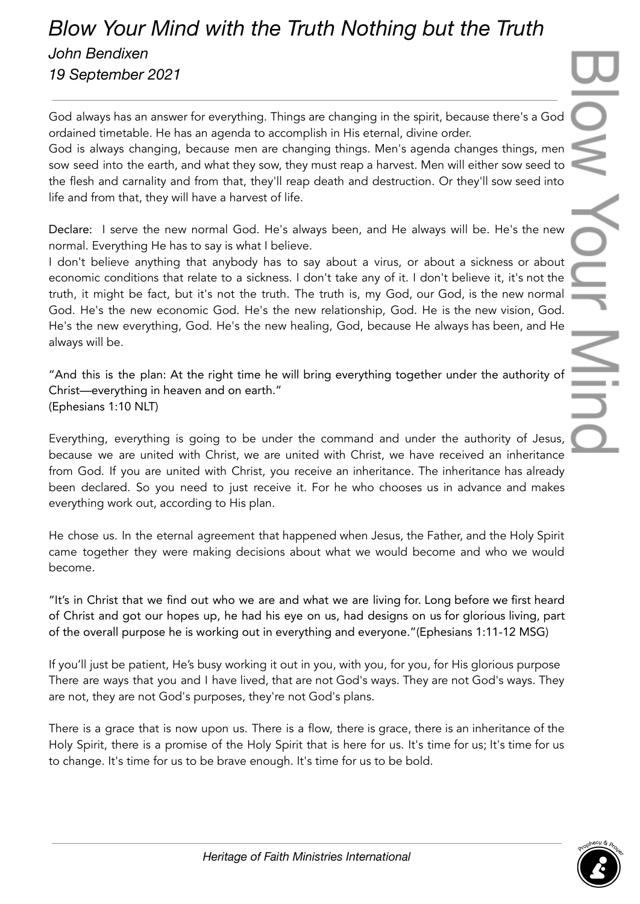# *Blow Your Mind with the Truth Nothing but the Truth*

*John Bendixen*

*19 September 2021*

---

God always has an answer for everything. Things are changing in the spirit, because there's a God ordained timetable. He has an agenda to accomplish in His eternal, divine order.
God is always changing, because men are changing things. Men's agenda changes things, men sow seed into the earth, and what they sow, they must reap a harvest. Men will either sow seed to the flesh and carnality and from that, they'll reap death and destruction. Or they'll sow seed into life and from that, they will have a harvest of life.

Declare: I serve the new normal God. He's always been, and He always will be. He's the new normal. Everything He has to say is what I believe.
I don't believe anything that anybody has to say about a virus, or about a sickness or about economic conditions that relate to a sickness. I don't take any of it. I don't believe it, it's not the truth, it might be fact, but it's not the truth. The truth is, my God, our God, is the new normal God. He's the new economic God. He's the new relationship, God. He is the new vision, God. He's the new everything, God. He's the new healing, God, because He always has been, and He always will be.

"And this is the plan: At the right time he will bring everything together under the authority of Christ—everything in heaven and on earth."
(Ephesians 1:10 NLT)

Everything, everything is going to be under the command and under the authority of Jesus, because we are united with Christ, we are united with Christ, we have received an inheritance from God. If you are united with Christ, you receive an inheritance. The inheritance has already been declared. So you need to just receive it. For he who chooses us in advance and makes everything work out, according to His plan.

He chose us. In the eternal agreement that happened when Jesus, the Father, and the Holy Spirit came together they were making decisions about what we would become and who we would become.

"It's in Christ that we find out who we are and what we are living for. Long before we first heard of Christ and got our hopes up, he had his eye on us, had designs on us for glorious living, part of the overall purpose he is working out in everything and everyone."(Ephesians 1:11-12 MSG)

If you'll just be patient, He's busy working it out in you, with you, for you, for His glorious purpose
There are ways that you and I have lived, that are not God's ways. They are not God's ways. They are not, they are not God's purposes, they're not God's plans.

There is a grace that is now upon us. There is a flow, there is grace, there is an inheritance of the Holy Spirit, there is a promise of the Holy Spirit that is here for us. It's time for us; It's time for us to change. It's time for us to be brave enough. It's time for us to be bold.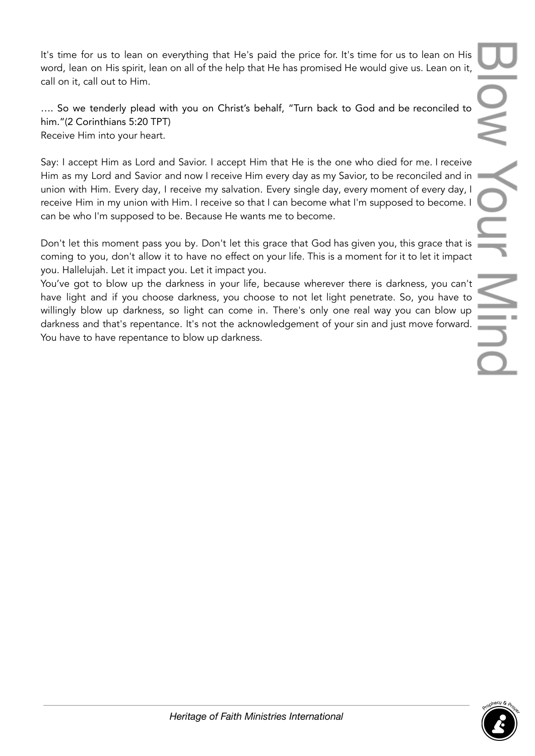It's time for us to lean on everything that He's paid the price for. It's time for us to lean on His word, lean on His spirit, lean on all of the help that He has promised He would give us. Lean on it, call on it, call out to Him.

…. So we tenderly plead with you on Christ's behalf, "Turn back to God and be reconciled to him."(2 Corinthians 5:20 TPT)
Receive Him into your heart.

Say: I accept Him as Lord and Savior. I accept Him that He is the one who died for me. I receive Him as my Lord and Savior and now I receive Him every day as my Savior, to be reconciled and in union with Him. Every day, I receive my salvation. Every single day, every moment of every day, I receive Him in my union with Him. I receive so that I can become what I'm supposed to become. I can be who I'm supposed to be. Because He wants me to become.

Don't let this moment pass you by. Don't let this grace that God has given you, this grace that is coming to you, don't allow it to have no effect on your life. This is a moment for it to let it impact you. Hallelujah. Let it impact you. Let it impact you.
You've got to blow up the darkness in your life, because wherever there is darkness, you can't have light and if you choose darkness, you choose to not let light penetrate. So, you have to willingly blow up darkness, so light can come in. There's only one real way you can blow up darkness and that's repentance. It's not the acknowledgement of your sin and just move forward. You have to have repentance to blow up darkness.